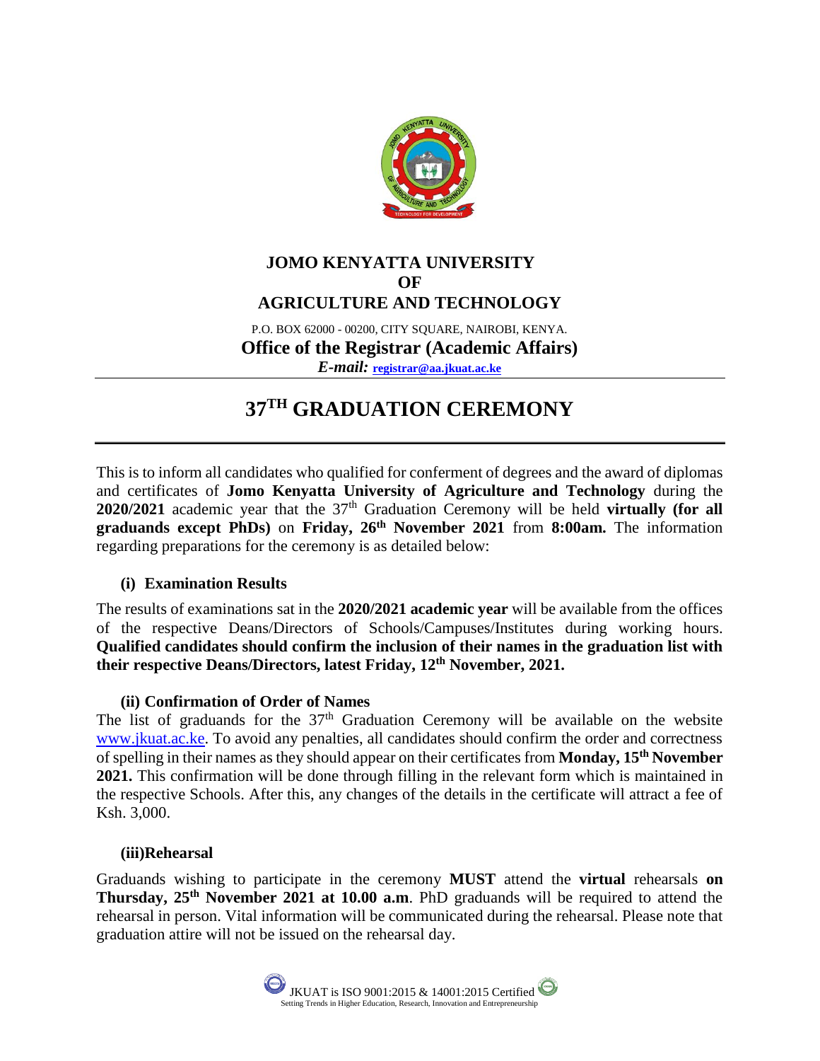# JOMO KENYATTA UNIVERSITY OF AGRICULTURE AND TECHNOLOGY

P.O. BOX 62000 - 00200, CITY SQUARE, NAIROBI, KENYA.

**Office of the Registrar (Academic Affairs)**

***E-mail:*** **registrar@aa.jkuat.ac.ke**

# 37TH GRADUATION CEREMONY

This is to inform all candidates who qualified for conferment of degrees and the award of diplomas and certificates of **Jomo Kenyatta University of Agriculture and Technology** during the **2020/2021** academic year that the 37th Graduation Ceremony will be held **virtually (for all graduands except PhDs)** on **Friday, 26th November 2021** from **8:00am.** The information regarding preparations for the ceremony is as detailed below:

### (i) Examination Results

The results of examinations sat in the **2020/2021 academic year** will be available from the offices of the respective Deans/Directors of Schools/Campuses/Institutes during working hours. **Qualified candidates should confirm the inclusion of their names in the graduation list with their respective Deans/Directors, latest Friday, 12th November, 2021.**

### (ii) Confirmation of Order of Names

The list of graduands for the 37th Graduation Ceremony will be available on the website www.jkuat.ac.ke. To avoid any penalties, all candidates should confirm the order and correctness of spelling in their names as they should appear on their certificates from **Monday, 15th November 2021.** This confirmation will be done through filling in the relevant form which is maintained in the respective Schools. After this, any changes of the details in the certificate will attract a fee of Ksh. 3,000.

### (iii) Rehearsal

Graduands wishing to participate in the ceremony **MUST** attend the **virtual** rehearsals **on Thursday, 25th November 2021 at 10.00 a.m**. PhD graduands will be required to attend the rehearsal in person. Vital information will be communicated during the rehearsal. Please note that graduation attire will not be issued on the rehearsal day.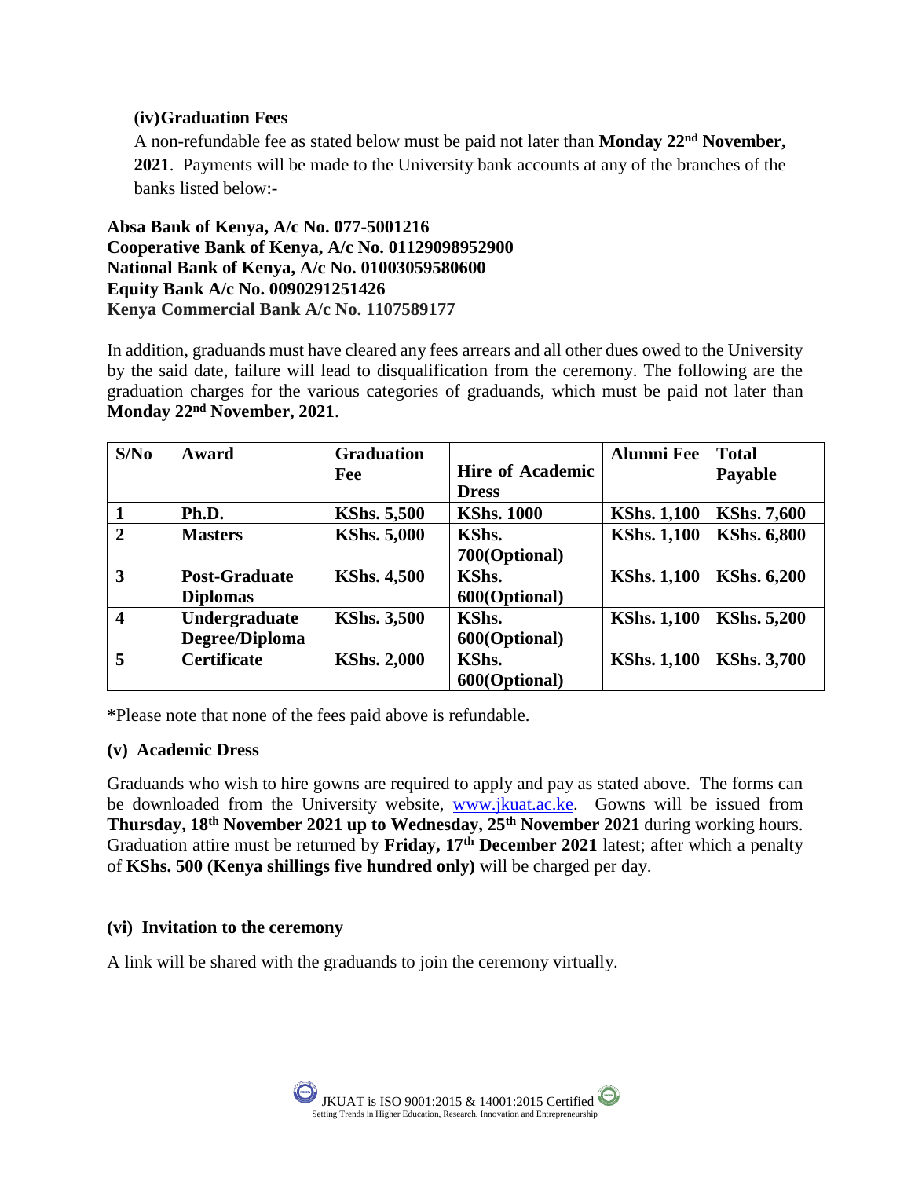### (iv) Graduation Fees

A non-refundable fee as stated below must be paid not later than **Monday 22nd November, 2021**. Payments will be made to the University bank accounts at any of the branches of the banks listed below:-

**Absa Bank of Kenya, A/c No. 077-5001216**
**Cooperative Bank of Kenya, A/c No. 01129098952900**
**National Bank of Kenya, A/c No. 01003059580600**
**Equity Bank A/c No. 0090291251426**
**Kenya Commercial Bank A/c No. 1107589177**

In addition, graduands must have cleared any fees arrears and all other dues owed to the University by the said date, failure will lead to disqualification from the ceremony. The following are the graduation charges for the various categories of graduands, which must be paid not later than **Monday 22nd November, 2021**.

| S/No | Award | Graduation Fee | Hire of Academic Dress | Alumni Fee | Total Payable |
|---|---|---|---|---|---|
| 1 | Ph.D. | KShs. 5,500 | KShs. 1000 | KShs. 1,100 | KShs. 7,600 |
| 2 | Masters | KShs. 5,000 | KShs. 700(Optional) | KShs. 1,100 | KShs. 6,800 |
| 3 | Post-Graduate Diplomas | KShs. 4,500 | KShs. 600(Optional) | KShs. 1,100 | KShs. 6,200 |
| 4 | Undergraduate Degree/Diploma | KShs. 3,500 | KShs. 600(Optional) | KShs. 1,100 | KShs. 5,200 |
| 5 | Certificate | KShs. 2,000 | KShs. 600(Optional) | KShs. 1,100 | KShs. 3,700 |

**\***Please note that none of the fees paid above is refundable.

### (v) Academic Dress

Graduands who wish to hire gowns are required to apply and pay as stated above. The forms can be downloaded from the University website, [www.jkuat.ac.ke](http://www.jkuat.ac.ke). Gowns will be issued from **Thursday, 18th November 2021 up to Wednesday, 25th November 2021** during working hours. Graduation attire must be returned by **Friday, 17th December 2021** latest; after which a penalty of **KShs. 500 (Kenya shillings five hundred only)** will be charged per day.

### (vi) Invitation to the ceremony

A link will be shared with the graduands to join the ceremony virtually.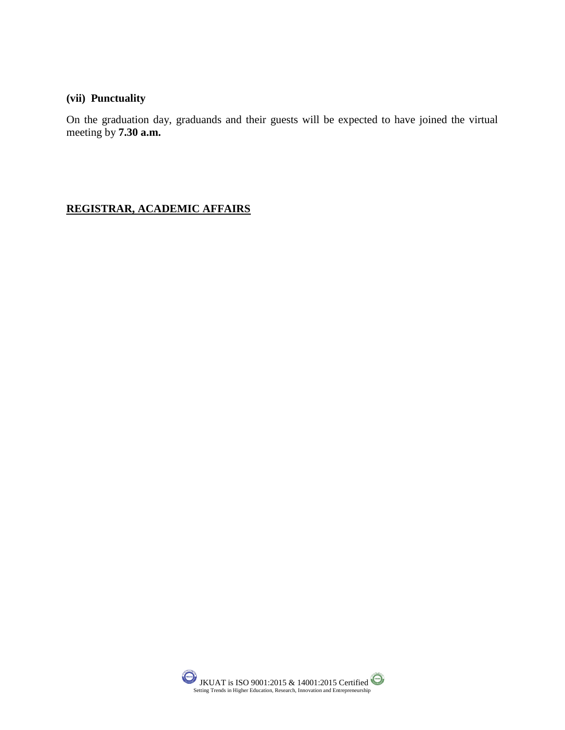**(vii) Punctuality**

On the graduation day, graduands and their guests will be expected to have joined the virtual meeting by **7.30 a.m.**

**REGISTRAR, ACADEMIC AFFAIRS**